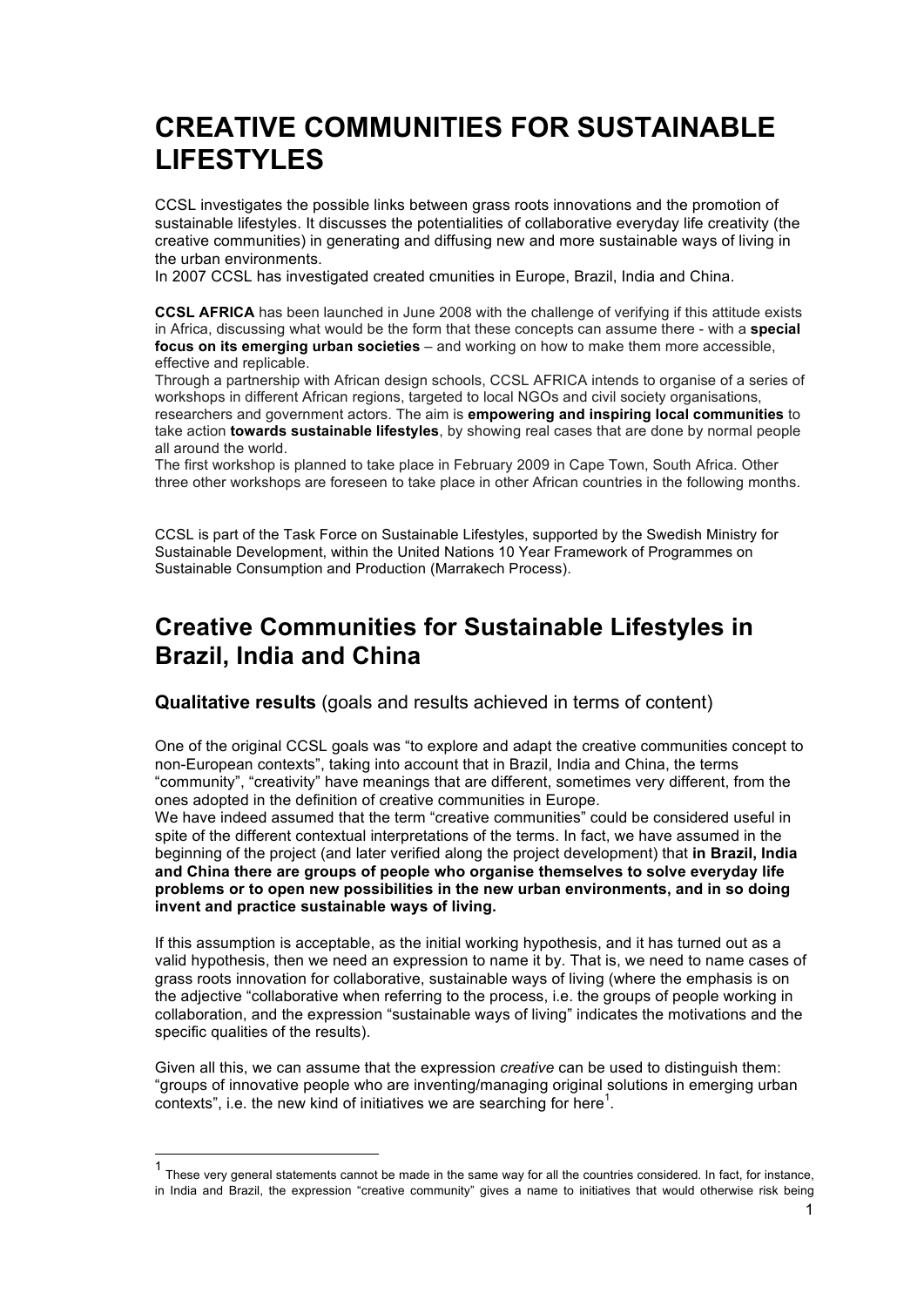# CREATIVE COMMUNITIES FOR SUSTAINABLE LIFESTYLES

CCSL investigates the possible links between grass roots innovations and the promotion of sustainable lifestyles. It discusses the potentialities of collaborative everyday life creativity (the creative communities) in generating and diffusing new and more sustainable ways of living in the urban environments.
In 2007 CCSL has investigated created cmunities in Europe, Brazil, India and China.

**CCSL AFRICA** has been launched in June 2008 with the challenge of verifying if this attitude exists in Africa, discussing what would be the form that these concepts can assume there - with a **special focus on its emerging urban societies** – and working on how to make them more accessible, effective and replicable.
Through a partnership with African design schools, CCSL AFRICA intends to organise of a series of workshops in different African regions, targeted to local NGOs and civil society organisations, researchers and government actors. The aim is **empowering and inspiring local communities** to take action **towards sustainable lifestyles**, by showing real cases that are done by normal people all around the world.
The first workshop is planned to take place in February 2009 in Cape Town, South Africa. Other three other workshops are foreseen to take place in other African countries in the following months.

CCSL is part of the Task Force on Sustainable Lifestyles, supported by the Swedish Ministry for Sustainable Development, within the United Nations 10 Year Framework of Programmes on Sustainable Consumption and Production (Marrakech Process).

## Creative Communities for Sustainable Lifestyles in Brazil, India and China

### Qualitative results (goals and results achieved in terms of content)

One of the original CCSL goals was "to explore and adapt the creative communities concept to non-European contexts", taking into account that in Brazil, India and China, the terms "community", "creativity" have meanings that are different, sometimes very different, from the ones adopted in the definition of creative communities in Europe.
We have indeed assumed that the term "creative communities" could be considered useful in spite of the different contextual interpretations of the terms. In fact, we have assumed in the beginning of the project (and later verified along the project development) that **in Brazil, India and China there are groups of people who organise themselves to solve everyday life problems or to open new possibilities in the new urban environments, and in so doing invent and practice sustainable ways of living.**

If this assumption is acceptable, as the initial working hypothesis, and it has turned out as a valid hypothesis, then we need an expression to name it by. That is, we need to name cases of grass roots innovation for collaborative, sustainable ways of living (where the emphasis is on the adjective "collaborative when referring to the process, i.e. the groups of people working in collaboration, and the expression "sustainable ways of living" indicates the motivations and the specific qualities of the results).

Given all this, we can assume that the expression *creative* can be used to distinguish them: "groups of innovative people who are inventing/managing original solutions in emerging urban contexts", i.e. the new kind of initiatives we are searching for here[1].

---

[1] These very general statements cannot be made in the same way for all the countries considered. In fact, for instance, in India and Brazil, the expression "creative community" gives a name to initiatives that would otherwise risk being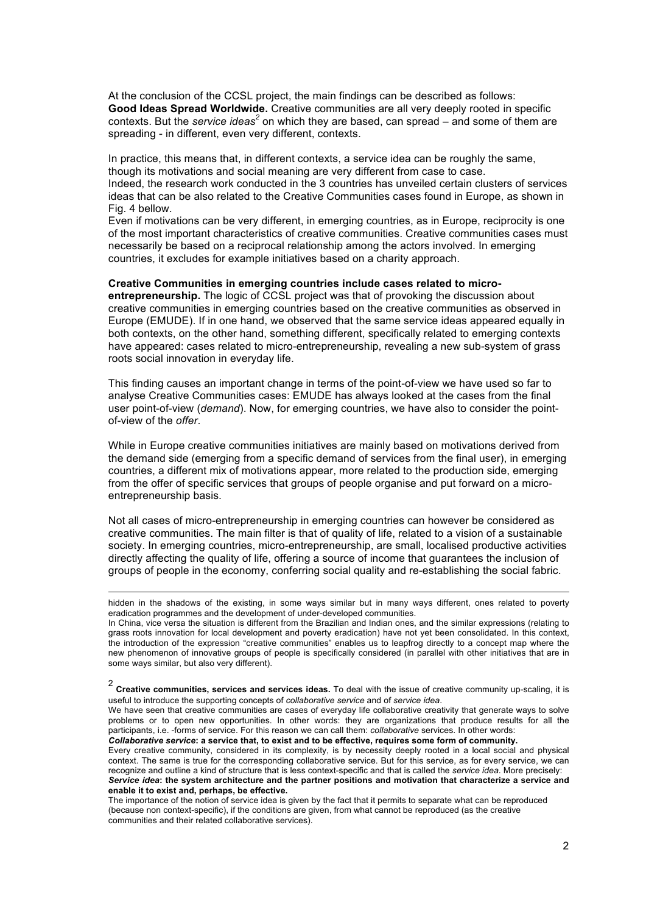At the conclusion of the CCSL project, the main findings can be described as follows:
**Good Ideas Spread Worldwide.** Creative communities are all very deeply rooted in specific contexts. But the *service ideas*[2] on which they are based, can spread – and some of them are spreading - in different, even very different, contexts.

In practice, this means that, in different contexts, a service idea can be roughly the same, though its motivations and social meaning are very different from case to case.
Indeed, the research work conducted in the 3 countries has unveiled certain clusters of services ideas that can be also related to the Creative Communities cases found in Europe, as shown in Fig. 4 bellow.
Even if motivations can be very different, in emerging countries, as in Europe, reciprocity is one of the most important characteristics of creative communities. Creative communities cases must necessarily be based on a reciprocal relationship among the actors involved. In emerging countries, it excludes for example initiatives based on a charity approach.

**Creative Communities in emerging countries include cases related to micro-entrepreneurship.** The logic of CCSL project was that of provoking the discussion about creative communities in emerging countries based on the creative communities as observed in Europe (EMUDE). If in one hand, we observed that the same service ideas appeared equally in both contexts, on the other hand, something different, specifically related to emerging contexts have appeared: cases related to micro-entrepreneurship, revealing a new sub-system of grass roots social innovation in everyday life.

This finding causes an important change in terms of the point-of-view we have used so far to analyse Creative Communities cases: EMUDE has always looked at the cases from the final user point-of-view (*demand*). Now, for emerging countries, we have also to consider the point-of-view of the *offer*.

While in Europe creative communities initiatives are mainly based on motivations derived from the demand side (emerging from a specific demand of services from the final user), in emerging countries, a different mix of motivations appear, more related to the production side, emerging from the offer of specific services that groups of people organise and put forward on a micro-entrepreneurship basis.

Not all cases of micro-entrepreneurship in emerging countries can however be considered as creative communities. The main filter is that of quality of life, related to a vision of a sustainable society. In emerging countries, micro-entrepreneurship, are small, localised productive activities directly affecting the quality of life, offering a source of income that guarantees the inclusion of groups of people in the economy, conferring social quality and re-establishing the social fabric.

---

hidden in the shadows of the existing, in some ways similar but in many ways different, ones related to poverty eradication programmes and the development of under-developed communities.
In China, vice versa the situation is different from the Brazilian and Indian ones, and the similar expressions (relating to grass roots innovation for local development and poverty eradication) have not yet been consolidated. In this context, the introduction of the expression "creative communities" enables us to leapfrog directly to a concept map where the new phenomenon of innovative groups of people is specifically considered (in parallel with other initiatives that are in some ways similar, but also very different).

[2] **Creative communities, services and services ideas.** To deal with the issue of creative community up-scaling, it is useful to introduce the supporting concepts of *collaborative service* and of *service idea*.
We have seen that creative communities are cases of everyday life collaborative creativity that generate ways to solve problems or to open new opportunities. In other words: they are organizations that produce results for all the participants, i.e. -forms of service. For this reason we can call them: *collaborative* services. In other words:
***Collaborative service*: a service that, to exist and to be effective, requires some form of community.**
Every creative community, considered in its complexity, is by necessity deeply rooted in a local social and physical context. The same is true for the corresponding collaborative service. But for this service, as for every service, we can recognize and outline a kind of structure that is less context-specific and that is called the *service idea*. More precisely:
***Service idea*: the system architecture and the partner positions and motivation that characterize a service and enable it to exist and, perhaps, be effective.**
The importance of the notion of service idea is given by the fact that it permits to separate what can be reproduced (because non context-specific), if the conditions are given, from what cannot be reproduced (as the creative communities and their related collaborative services).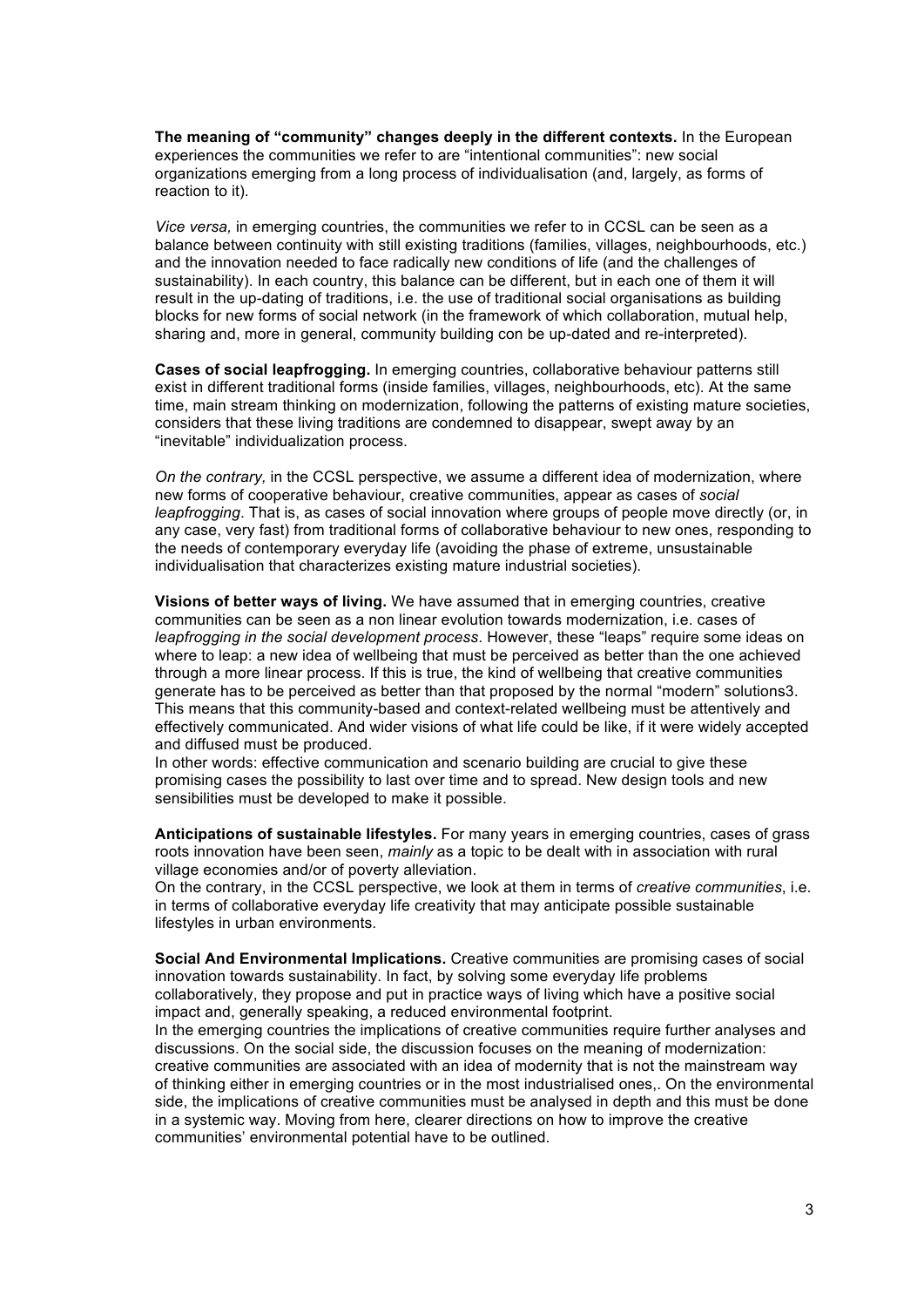**The meaning of "community" changes deeply in the different contexts.** In the European experiences the communities we refer to are "intentional communities": new social organizations emerging from a long process of individualisation (and, largely, as forms of reaction to it).

*Vice versa,* in emerging countries, the communities we refer to in CCSL can be seen as a balance between continuity with still existing traditions (families, villages, neighbourhoods, etc.) and the innovation needed to face radically new conditions of life (and the challenges of sustainability). In each country, this balance can be different, but in each one of them it will result in the up-dating of traditions, i.e. the use of traditional social organisations as building blocks for new forms of social network (in the framework of which collaboration, mutual help, sharing and, more in general, community building con be up-dated and re-interpreted).

**Cases of social leapfrogging.** In emerging countries, collaborative behaviour patterns still exist in different traditional forms (inside families, villages, neighbourhoods, etc). At the same time, main stream thinking on modernization, following the patterns of existing mature societies, considers that these living traditions are condemned to disappear, swept away by an "inevitable" individualization process.

*On the contrary,* in the CCSL perspective, we assume a different idea of modernization, where new forms of cooperative behaviour, creative communities, appear as cases of *social leapfrogging*. That is, as cases of social innovation where groups of people move directly (or, in any case, very fast) from traditional forms of collaborative behaviour to new ones, responding to the needs of contemporary everyday life (avoiding the phase of extreme, unsustainable individualisation that characterizes existing mature industrial societies).

**Visions of better ways of living.** We have assumed that in emerging countries, creative communities can be seen as a non linear evolution towards modernization, i.e. cases of *leapfrogging in the social development process*. However, these "leaps" require some ideas on where to leap: a new idea of wellbeing that must be perceived as better than the one achieved through a more linear process. If this is true, the kind of wellbeing that creative communities generate has to be perceived as better than that proposed by the normal "modern" solutions[3]. This means that this community-based and context-related wellbeing must be attentively and effectively communicated. And wider visions of what life could be like, if it were widely accepted and diffused must be produced.
In other words: effective communication and scenario building are crucial to give these promising cases the possibility to last over time and to spread. New design tools and new sensibilities must be developed to make it possible.

**Anticipations of sustainable lifestyles.** For many years in emerging countries, cases of grass roots innovation have been seen, *mainly* as a topic to be dealt with in association with rural village economies and/or of poverty alleviation.
On the contrary, in the CCSL perspective, we look at them in terms of *creative communities*, i.e. in terms of collaborative everyday life creativity that may anticipate possible sustainable lifestyles in urban environments.

**Social And Environmental Implications.** Creative communities are promising cases of social innovation towards sustainability. In fact, by solving some everyday life problems collaboratively, they propose and put in practice ways of living which have a positive social impact and, generally speaking, a reduced environmental footprint.
In the emerging countries the implications of creative communities require further analyses and discussions. On the social side, the discussion focuses on the meaning of modernization: creative communities are associated with an idea of modernity that is not the mainstream way of thinking either in emerging countries or in the most industrialised ones,. On the environmental side, the implications of creative communities must be analysed in depth and this must be done in a systemic way. Moving from here, clearer directions on how to improve the creative communities' environmental potential have to be outlined.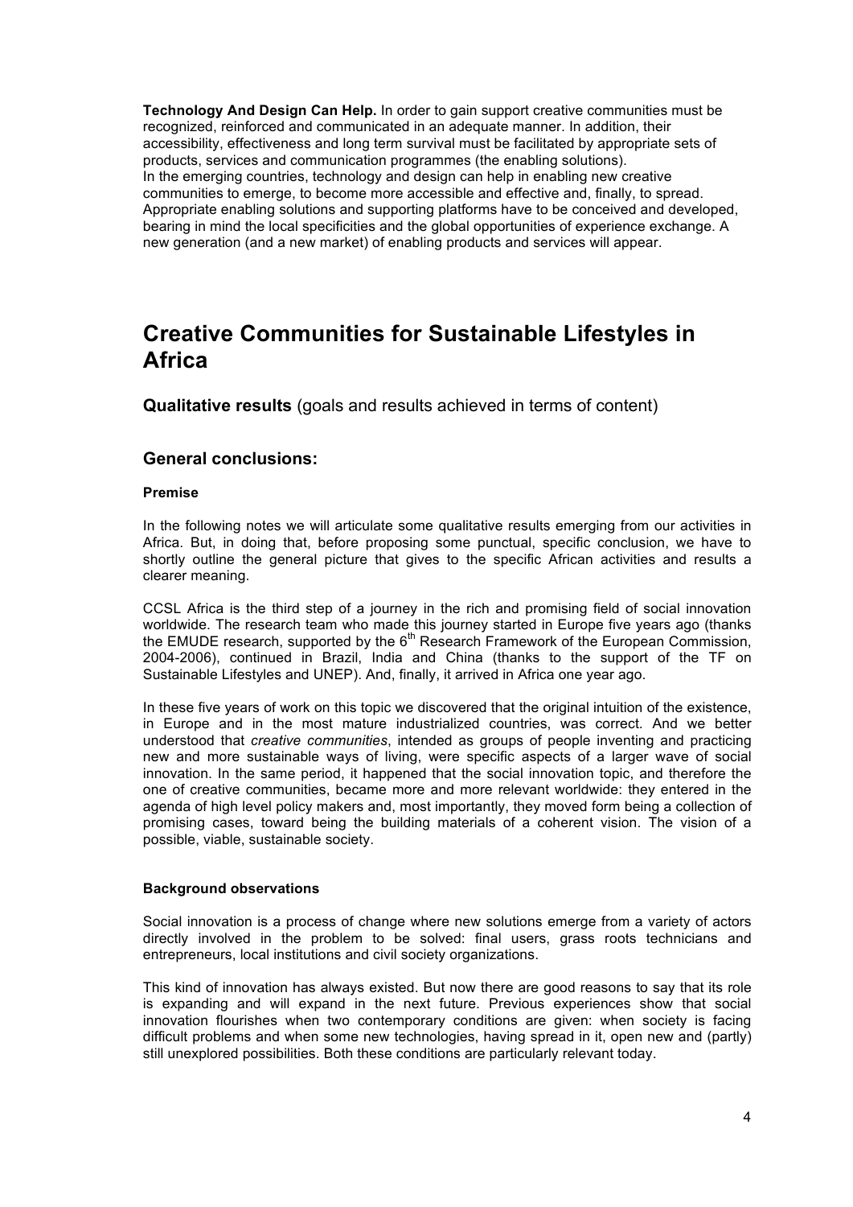**Technology And Design Can Help.** In order to gain support creative communities must be recognized, reinforced and communicated in an adequate manner. In addition, their accessibility, effectiveness and long term survival must be facilitated by appropriate sets of products, services and communication programmes (the enabling solutions).
In the emerging countries, technology and design can help in enabling new creative communities to emerge, to become more accessible and effective and, finally, to spread. Appropriate enabling solutions and supporting platforms have to be conceived and developed, bearing in mind the local specificities and the global opportunities of experience exchange. A new generation (and a new market) of enabling products and services will appear.

# Creative Communities for Sustainable Lifestyles in Africa

**Qualitative results** (goals and results achieved in terms of content)

## General conclusions:

#### Premise

In the following notes we will articulate some qualitative results emerging from our activities in Africa. But, in doing that, before proposing some punctual, specific conclusion, we have to shortly outline the general picture that gives to the specific African activities and results a clearer meaning.

CCSL Africa is the third step of a journey in the rich and promising field of social innovation worldwide. The research team who made this journey started in Europe five years ago (thanks the EMUDE research, supported by the 6th Research Framework of the European Commission, 2004-2006), continued in Brazil, India and China (thanks to the support of the TF on Sustainable Lifestyles and UNEP). And, finally, it arrived in Africa one year ago.

In these five years of work on this topic we discovered that the original intuition of the existence, in Europe and in the most mature industrialized countries, was correct. And we better understood that *creative communities*, intended as groups of people inventing and practicing new and more sustainable ways of living, were specific aspects of a larger wave of social innovation. In the same period, it happened that the social innovation topic, and therefore the one of creative communities, became more and more relevant worldwide: they entered in the agenda of high level policy makers and, most importantly, they moved form being a collection of promising cases, toward being the building materials of a coherent vision. The vision of a possible, viable, sustainable society.

#### Background observations

Social innovation is a process of change where new solutions emerge from a variety of actors directly involved in the problem to be solved: final users, grass roots technicians and entrepreneurs, local institutions and civil society organizations.

This kind of innovation has always existed. But now there are good reasons to say that its role is expanding and will expand in the next future. Previous experiences show that social innovation flourishes when two contemporary conditions are given: when society is facing difficult problems and when some new technologies, having spread in it, open new and (partly) still unexplored possibilities. Both these conditions are particularly relevant today.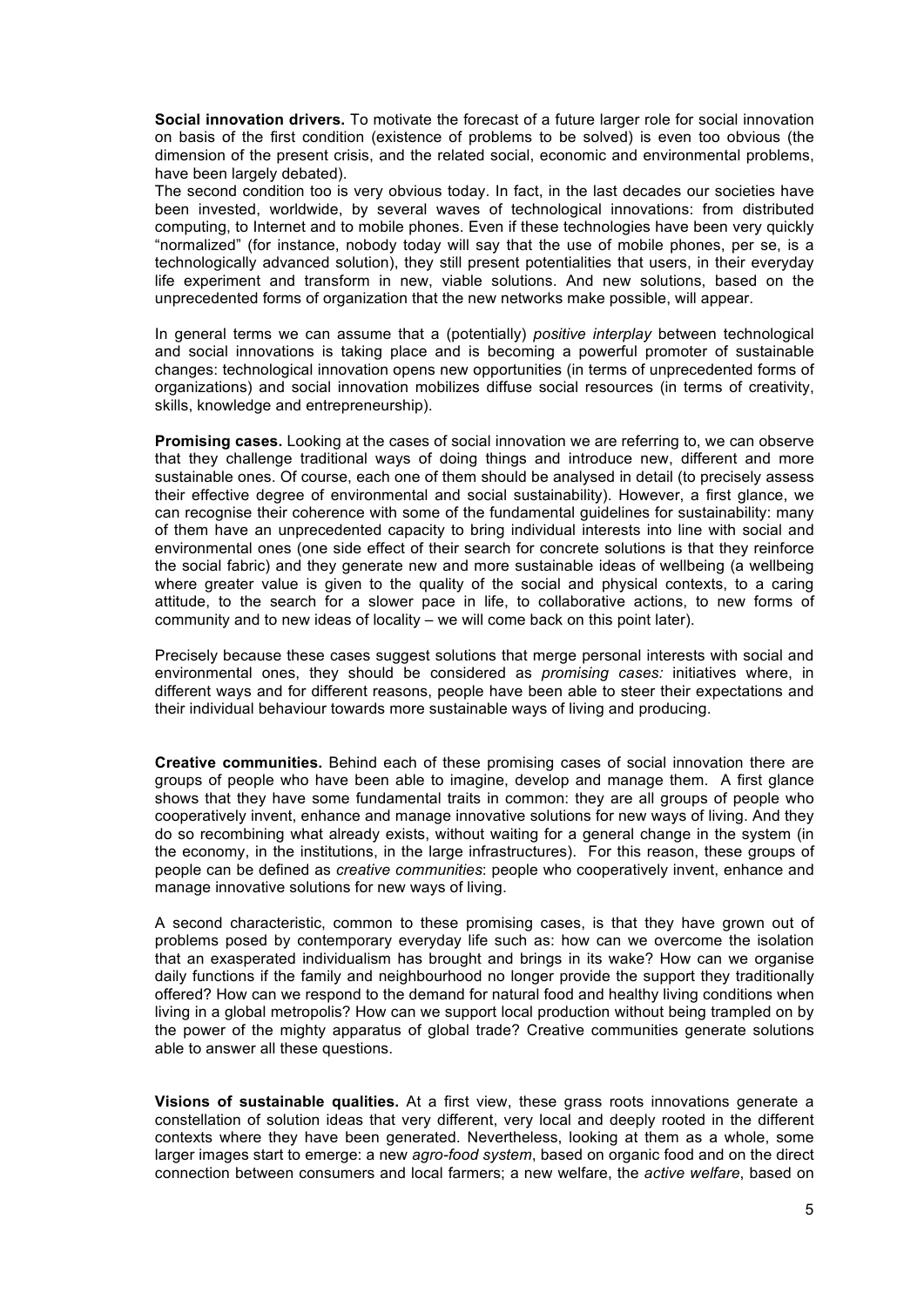**Social innovation drivers.** To motivate the forecast of a future larger role for social innovation on basis of the first condition (existence of problems to be solved) is even too obvious (the dimension of the present crisis, and the related social, economic and environmental problems, have been largely debated).
The second condition too is very obvious today. In fact, in the last decades our societies have been invested, worldwide, by several waves of technological innovations: from distributed computing, to Internet and to mobile phones. Even if these technologies have been very quickly "normalized" (for instance, nobody today will say that the use of mobile phones, per se, is a technologically advanced solution), they still present potentialities that users, in their everyday life experiment and transform in new, viable solutions. And new solutions, based on the unprecedented forms of organization that the new networks make possible, will appear.

In general terms we can assume that a (potentially) *positive interplay* between technological and social innovations is taking place and is becoming a powerful promoter of sustainable changes: technological innovation opens new opportunities (in terms of unprecedented forms of organizations) and social innovation mobilizes diffuse social resources (in terms of creativity, skills, knowledge and entrepreneurship).

**Promising cases.** Looking at the cases of social innovation we are referring to, we can observe that they challenge traditional ways of doing things and introduce new, different and more sustainable ones. Of course, each one of them should be analysed in detail (to precisely assess their effective degree of environmental and social sustainability). However, a first glance, we can recognise their coherence with some of the fundamental guidelines for sustainability: many of them have an unprecedented capacity to bring individual interests into line with social and environmental ones (one side effect of their search for concrete solutions is that they reinforce the social fabric) and they generate new and more sustainable ideas of wellbeing (a wellbeing where greater value is given to the quality of the social and physical contexts, to a caring attitude, to the search for a slower pace in life, to collaborative actions, to new forms of community and to new ideas of locality – we will come back on this point later).

Precisely because these cases suggest solutions that merge personal interests with social and environmental ones, they should be considered as *promising cases:* initiatives where, in different ways and for different reasons, people have been able to steer their expectations and their individual behaviour towards more sustainable ways of living and producing.

**Creative communities.** Behind each of these promising cases of social innovation there are groups of people who have been able to imagine, develop and manage them. A first glance shows that they have some fundamental traits in common: they are all groups of people who cooperatively invent, enhance and manage innovative solutions for new ways of living. And they do so recombining what already exists, without waiting for a general change in the system (in the economy, in the institutions, in the large infrastructures). For this reason, these groups of people can be defined as *creative communities*: people who cooperatively invent, enhance and manage innovative solutions for new ways of living.

A second characteristic, common to these promising cases, is that they have grown out of problems posed by contemporary everyday life such as: how can we overcome the isolation that an exasperated individualism has brought and brings in its wake? How can we organise daily functions if the family and neighbourhood no longer provide the support they traditionally offered? How can we respond to the demand for natural food and healthy living conditions when living in a global metropolis? How can we support local production without being trampled on by the power of the mighty apparatus of global trade? Creative communities generate solutions able to answer all these questions.

**Visions of sustainable qualities.** At a first view, these grass roots innovations generate a constellation of solution ideas that very different, very local and deeply rooted in the different contexts where they have been generated. Nevertheless, looking at them as a whole, some larger images start to emerge: a new *agro-food system*, based on organic food and on the direct connection between consumers and local farmers; a new welfare, the *active welfare*, based on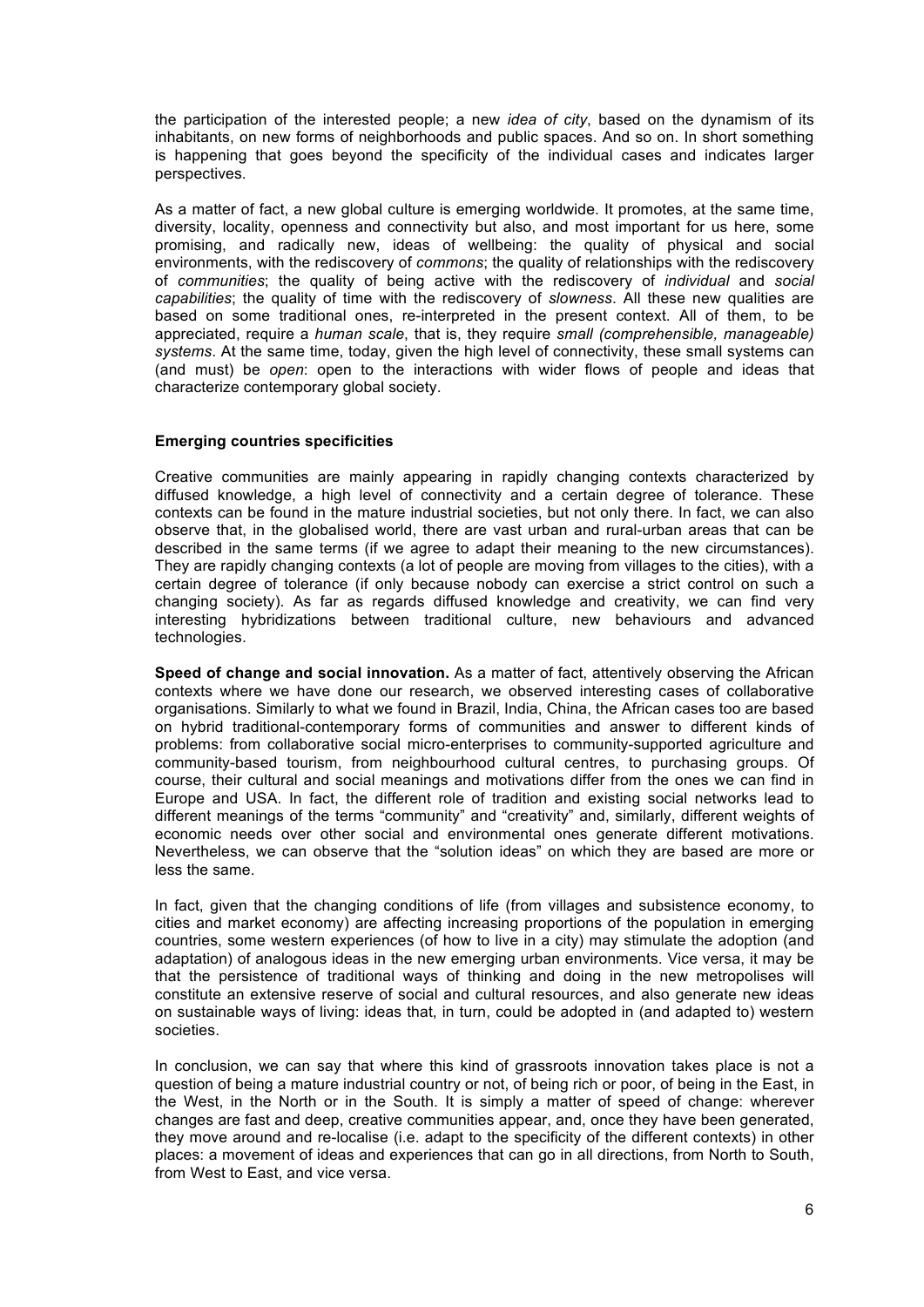the participation of the interested people; a new *idea of city*, based on the dynamism of its inhabitants, on new forms of neighborhoods and public spaces. And so on. In short something is happening that goes beyond the specificity of the individual cases and indicates larger perspectives.

As a matter of fact, a new global culture is emerging worldwide. It promotes, at the same time, diversity, locality, openness and connectivity but also, and most important for us here, some promising, and radically new, ideas of wellbeing: the quality of physical and social environments, with the rediscovery of *commons*; the quality of relationships with the rediscovery of *communities*; the quality of being active with the rediscovery of *individual* and *social capabilities*; the quality of time with the rediscovery of *slowness*. All these new qualities are based on some traditional ones, re-interpreted in the present context. All of them, to be appreciated, require a *human scale*, that is, they require *small (comprehensible, manageable) systems*. At the same time, today, given the high level of connectivity, these small systems can (and must) be *open*: open to the interactions with wider flows of people and ideas that characterize contemporary global society.

**Emerging countries specificities**

Creative communities are mainly appearing in rapidly changing contexts characterized by diffused knowledge, a high level of connectivity and a certain degree of tolerance. These contexts can be found in the mature industrial societies, but not only there. In fact, we can also observe that, in the globalised world, there are vast urban and rural-urban areas that can be described in the same terms (if we agree to adapt their meaning to the new circumstances). They are rapidly changing contexts (a lot of people are moving from villages to the cities), with a certain degree of tolerance (if only because nobody can exercise a strict control on such a changing society). As far as regards diffused knowledge and creativity, we can find very interesting hybridizations between traditional culture, new behaviours and advanced technologies.

**Speed of change and social innovation.** As a matter of fact, attentively observing the African contexts where we have done our research, we observed interesting cases of collaborative organisations. Similarly to what we found in Brazil, India, China, the African cases too are based on hybrid traditional-contemporary forms of communities and answer to different kinds of problems: from collaborative social micro-enterprises to community-supported agriculture and community-based tourism, from neighbourhood cultural centres, to purchasing groups. Of course, their cultural and social meanings and motivations differ from the ones we can find in Europe and USA. In fact, the different role of tradition and existing social networks lead to different meanings of the terms "community" and "creativity" and, similarly, different weights of economic needs over other social and environmental ones generate different motivations. Nevertheless, we can observe that the "solution ideas" on which they are based are more or less the same.

In fact, given that the changing conditions of life (from villages and subsistence economy, to cities and market economy) are affecting increasing proportions of the population in emerging countries, some western experiences (of how to live in a city) may stimulate the adoption (and adaptation) of analogous ideas in the new emerging urban environments. Vice versa, it may be that the persistence of traditional ways of thinking and doing in the new metropolises will constitute an extensive reserve of social and cultural resources, and also generate new ideas on sustainable ways of living: ideas that, in turn, could be adopted in (and adapted to) western societies.

In conclusion, we can say that where this kind of grassroots innovation takes place is not a question of being a mature industrial country or not, of being rich or poor, of being in the East, in the West, in the North or in the South. It is simply a matter of speed of change: wherever changes are fast and deep, creative communities appear, and, once they have been generated, they move around and re-localise (i.e. adapt to the specificity of the different contexts) in other places: a movement of ideas and experiences that can go in all directions, from North to South, from West to East, and vice versa.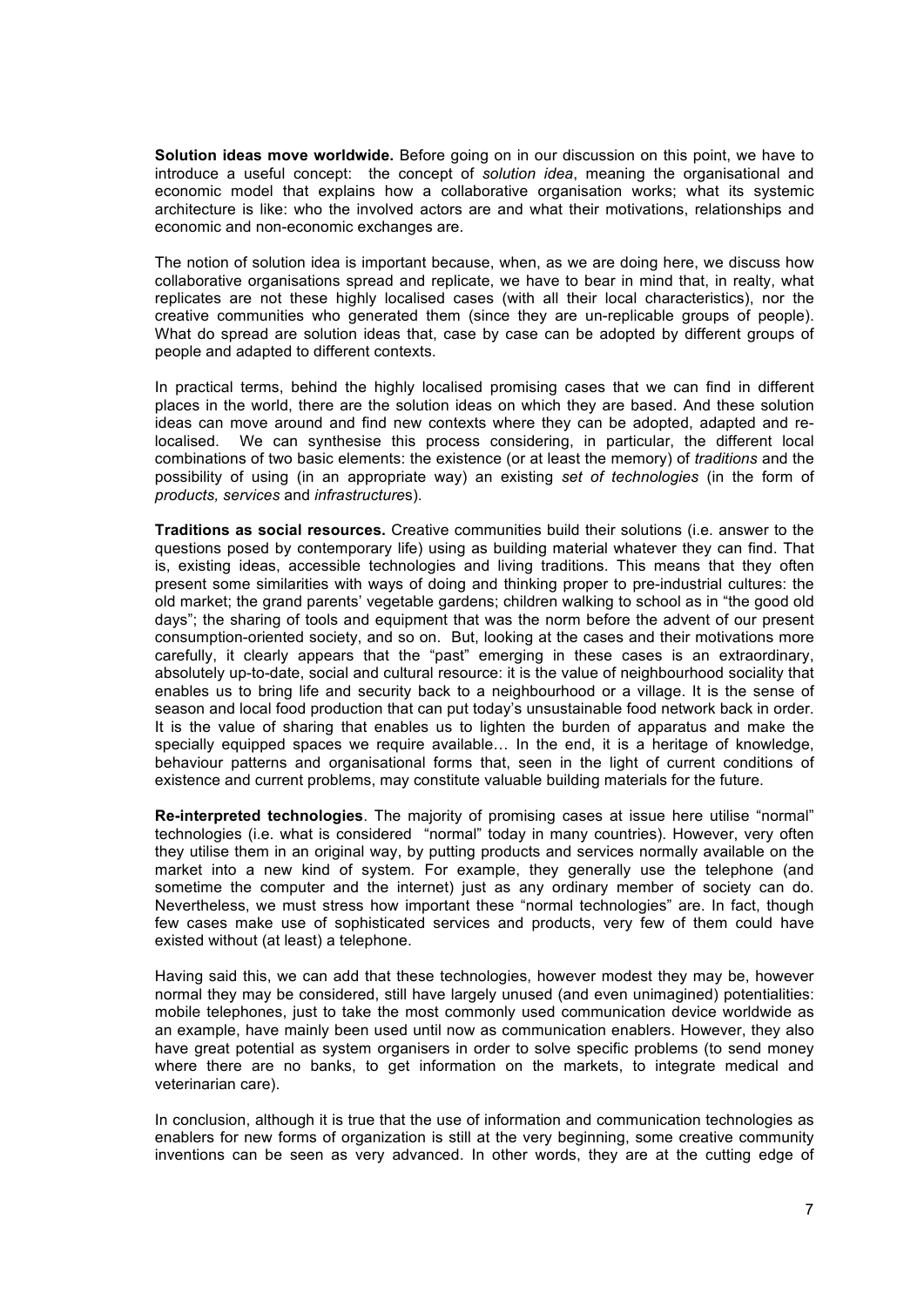**Solution ideas move worldwide.** Before going on in our discussion on this point, we have to introduce a useful concept: the concept of *solution idea*, meaning the organisational and economic model that explains how a collaborative organisation works; what its systemic architecture is like: who the involved actors are and what their motivations, relationships and economic and non-economic exchanges are.

The notion of solution idea is important because, when, as we are doing here, we discuss how collaborative organisations spread and replicate, we have to bear in mind that, in realty, what replicates are not these highly localised cases (with all their local characteristics), nor the creative communities who generated them (since they are un-replicable groups of people). What do spread are solution ideas that, case by case can be adopted by different groups of people and adapted to different contexts.

In practical terms, behind the highly localised promising cases that we can find in different places in the world, there are the solution ideas on which they are based. And these solution ideas can move around and find new contexts where they can be adopted, adapted and re-localised. We can synthesise this process considering, in particular, the different local combinations of two basic elements: the existence (or at least the memory) of *traditions* and the possibility of using (in an appropriate way) an existing *set of technologies* (in the form of *products, services* and *infrastructure*s).

**Traditions as social resources.** Creative communities build their solutions (i.e. answer to the questions posed by contemporary life) using as building material whatever they can find. That is, existing ideas, accessible technologies and living traditions. This means that they often present some similarities with ways of doing and thinking proper to pre-industrial cultures: the old market; the grand parents' vegetable gardens; children walking to school as in "the good old days"; the sharing of tools and equipment that was the norm before the advent of our present consumption-oriented society, and so on. But, looking at the cases and their motivations more carefully, it clearly appears that the "past" emerging in these cases is an extraordinary, absolutely up-to-date, social and cultural resource: it is the value of neighbourhood sociality that enables us to bring life and security back to a neighbourhood or a village. It is the sense of season and local food production that can put today's unsustainable food network back in order. It is the value of sharing that enables us to lighten the burden of apparatus and make the specially equipped spaces we require available… In the end, it is a heritage of knowledge, behaviour patterns and organisational forms that, seen in the light of current conditions of existence and current problems, may constitute valuable building materials for the future.

**Re-interpreted technologies**. The majority of promising cases at issue here utilise "normal" technologies (i.e. what is considered "normal" today in many countries). However, very often they utilise them in an original way, by putting products and services normally available on the market into a new kind of system. For example, they generally use the telephone (and sometime the computer and the internet) just as any ordinary member of society can do. Nevertheless, we must stress how important these "normal technologies" are. In fact, though few cases make use of sophisticated services and products, very few of them could have existed without (at least) a telephone.

Having said this, we can add that these technologies, however modest they may be, however normal they may be considered, still have largely unused (and even unimagined) potentialities: mobile telephones, just to take the most commonly used communication device worldwide as an example, have mainly been used until now as communication enablers. However, they also have great potential as system organisers in order to solve specific problems (to send money where there are no banks, to get information on the markets, to integrate medical and veterinarian care).

In conclusion, although it is true that the use of information and communication technologies as enablers for new forms of organization is still at the very beginning, some creative community inventions can be seen as very advanced. In other words, they are at the cutting edge of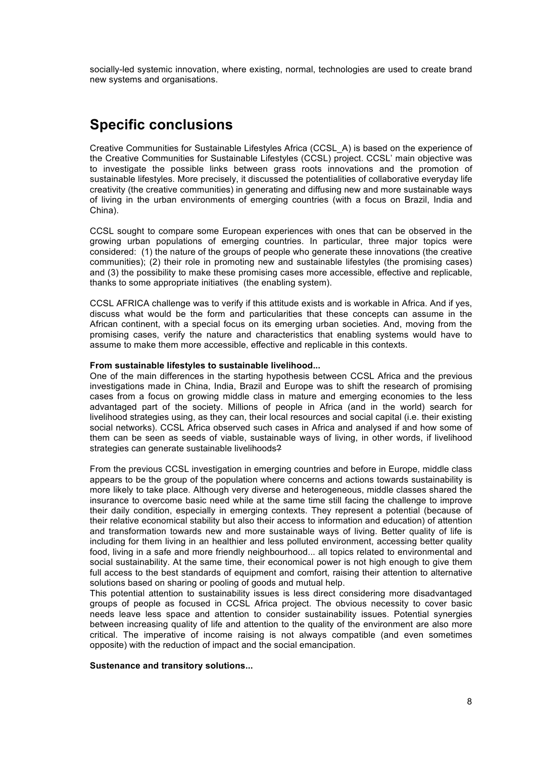socially-led systemic innovation, where existing, normal, technologies are used to create brand new systems and organisations.

## Specific conclusions

Creative Communities for Sustainable Lifestyles Africa (CCSL_A) is based on the experience of the Creative Communities for Sustainable Lifestyles (CCSL) project. CCSL' main objective was to investigate the possible links between grass roots innovations and the promotion of sustainable lifestyles. More precisely, it discussed the potentialities of collaborative everyday life creativity (the creative communities) in generating and diffusing new and more sustainable ways of living in the urban environments of emerging countries (with a focus on Brazil, India and China).

CCSL sought to compare some European experiences with ones that can be observed in the growing urban populations of emerging countries. In particular, three major topics were considered: (1) the nature of the groups of people who generate these innovations (the creative communities); (2) their role in promoting new and sustainable lifestyles (the promising cases) and (3) the possibility to make these promising cases more accessible, effective and replicable, thanks to some appropriate initiatives (the enabling system).

CCSL AFRICA challenge was to verify if this attitude exists and is workable in Africa. And if yes, discuss what would be the form and particularities that these concepts can assume in the African continent, with a special focus on its emerging urban societies. And, moving from the promising cases, verify the nature and characteristics that enabling systems would have to assume to make them more accessible, effective and replicable in this contexts.

**From sustainable lifestyles to sustainable livelihood...**

One of the main differences in the starting hypothesis between CCSL Africa and the previous investigations made in China, India, Brazil and Europe was to shift the research of promising cases from a focus on growing middle class in mature and emerging economies to the less advantaged part of the society. Millions of people in Africa (and in the world) search for livelihood strategies using, as they can, their local resources and social capital (i.e. their existing social networks). CCSL Africa observed such cases in Africa and analysed if and how some of them can be seen as seeds of viable, sustainable ways of living, in other words, if livelihood strategies can generate sustainable livelihoods?

From the previous CCSL investigation in emerging countries and before in Europe, middle class appears to be the group of the population where concerns and actions towards sustainability is more likely to take place. Although very diverse and heterogeneous, middle classes shared the insurance to overcome basic need while at the same time still facing the challenge to improve their daily condition, especially in emerging contexts. They represent a potential (because of their relative economical stability but also their access to information and education) of attention and transformation towards new and more sustainable ways of living. Better quality of life is including for them living in an healthier and less polluted environment, accessing better quality food, living in a safe and more friendly neighbourhood... all topics related to environmental and social sustainability. At the same time, their economical power is not high enough to give them full access to the best standards of equipment and comfort, raising their attention to alternative solutions based on sharing or pooling of goods and mutual help.

This potential attention to sustainability issues is less direct considering more disadvantaged groups of people as focused in CCSL Africa project. The obvious necessity to cover basic needs leave less space and attention to consider sustainability issues. Potential synergies between increasing quality of life and attention to the quality of the environment are also more critical. The imperative of income raising is not always compatible (and even sometimes opposite) with the reduction of impact and the social emancipation.

**Sustenance and transitory solutions...**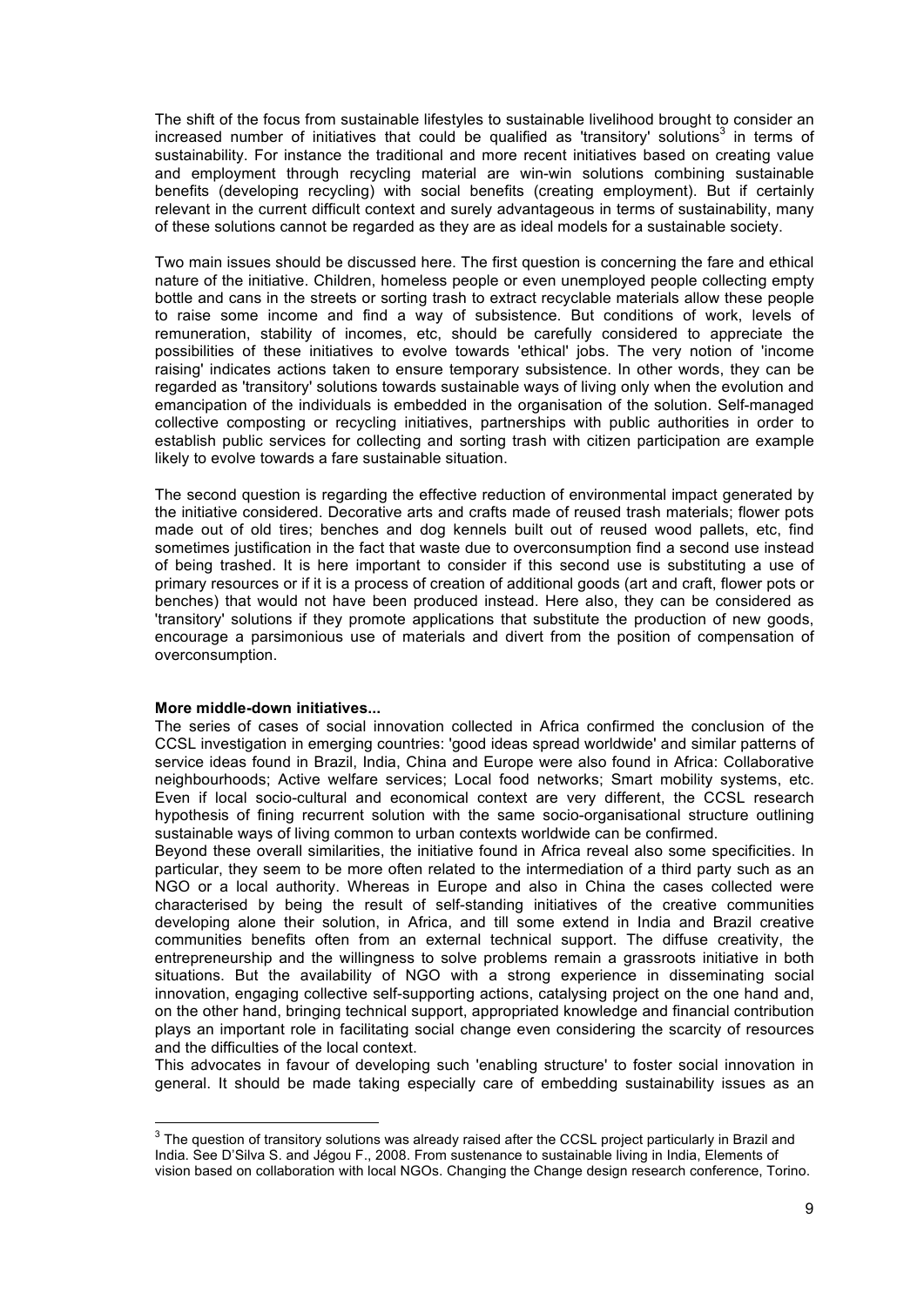The shift of the focus from sustainable lifestyles to sustainable livelihood brought to consider an increased number of initiatives that could be qualified as 'transitory' solutions[3] in terms of sustainability. For instance the traditional and more recent initiatives based on creating value and employment through recycling material are win-win solutions combining sustainable benefits (developing recycling) with social benefits (creating employment). But if certainly relevant in the current difficult context and surely advantageous in terms of sustainability, many of these solutions cannot be regarded as they are as ideal models for a sustainable society.

Two main issues should be discussed here. The first question is concerning the fare and ethical nature of the initiative. Children, homeless people or even unemployed people collecting empty bottle and cans in the streets or sorting trash to extract recyclable materials allow these people to raise some income and find a way of subsistence. But conditions of work, levels of remuneration, stability of incomes, etc, should be carefully considered to appreciate the possibilities of these initiatives to evolve towards 'ethical' jobs. The very notion of 'income raising' indicates actions taken to ensure temporary subsistence. In other words, they can be regarded as 'transitory' solutions towards sustainable ways of living only when the evolution and emancipation of the individuals is embedded in the organisation of the solution. Self-managed collective composting or recycling initiatives, partnerships with public authorities in order to establish public services for collecting and sorting trash with citizen participation are example likely to evolve towards a fare sustainable situation.

The second question is regarding the effective reduction of environmental impact generated by the initiative considered. Decorative arts and crafts made of reused trash materials; flower pots made out of old tires; benches and dog kennels built out of reused wood pallets, etc, find sometimes justification in the fact that waste due to overconsumption find a second use instead of being trashed. It is here important to consider if this second use is substituting a use of primary resources or if it is a process of creation of additional goods (art and craft, flower pots or benches) that would not have been produced instead. Here also, they can be considered as 'transitory' solutions if they promote applications that substitute the production of new goods, encourage a parsimonious use of materials and divert from the position of compensation of overconsumption.

**More middle-down initiatives...**

The series of cases of social innovation collected in Africa confirmed the conclusion of the CCSL investigation in emerging countries: 'good ideas spread worldwide' and similar patterns of service ideas found in Brazil, India, China and Europe were also found in Africa: Collaborative neighbourhoods; Active welfare services; Local food networks; Smart mobility systems, etc. Even if local socio-cultural and economical context are very different, the CCSL research hypothesis of fining recurrent solution with the same socio-organisational structure outlining sustainable ways of living common to urban contexts worldwide can be confirmed.

Beyond these overall similarities, the initiative found in Africa reveal also some specificities. In particular, they seem to be more often related to the intermediation of a third party such as an NGO or a local authority. Whereas in Europe and also in China the cases collected were characterised by being the result of self-standing initiatives of the creative communities developing alone their solution, in Africa, and till some extend in India and Brazil creative communities benefits often from an external technical support. The diffuse creativity, the entrepreneurship and the willingness to solve problems remain a grassroots initiative in both situations. But the availability of NGO with a strong experience in disseminating social innovation, engaging collective self-supporting actions, catalysing project on the one hand and, on the other hand, bringing technical support, appropriated knowledge and financial contribution plays an important role in facilitating social change even considering the scarcity of resources and the difficulties of the local context.

This advocates in favour of developing such 'enabling structure' to foster social innovation in general. It should be made taking especially care of embedding sustainability issues as an

[3] The question of transitory solutions was already raised after the CCSL project particularly in Brazil and India. See D'Silva S. and Jégou F., 2008. From sustenance to sustainable living in India, Elements of vision based on collaboration with local NGOs. Changing the Change design research conference, Torino.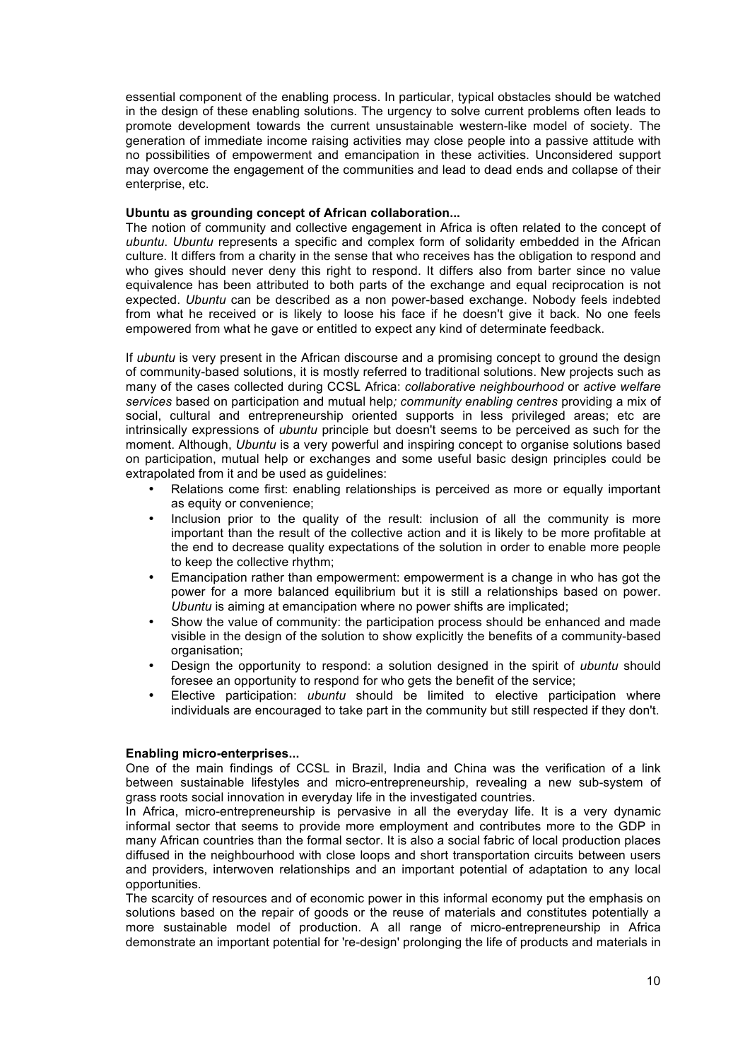essential component of the enabling process. In particular, typical obstacles should be watched in the design of these enabling solutions. The urgency to solve current problems often leads to promote development towards the current unsustainable western-like model of society. The generation of immediate income raising activities may close people into a passive attitude with no possibilities of empowerment and emancipation in these activities. Unconsidered support may overcome the engagement of the communities and lead to dead ends and collapse of their enterprise, etc.

**Ubuntu as grounding concept of African collaboration...**

The notion of community and collective engagement in Africa is often related to the concept of *ubuntu*. *Ubuntu* represents a specific and complex form of solidarity embedded in the African culture. It differs from a charity in the sense that who receives has the obligation to respond and who gives should never deny this right to respond. It differs also from barter since no value equivalence has been attributed to both parts of the exchange and equal reciprocation is not expected. *Ubuntu* can be described as a non power-based exchange. Nobody feels indebted from what he received or is likely to loose his face if he doesn't give it back. No one feels empowered from what he gave or entitled to expect any kind of determinate feedback.

If *ubuntu* is very present in the African discourse and a promising concept to ground the design of community-based solutions, it is mostly referred to traditional solutions. New projects such as many of the cases collected during CCSL Africa: *collaborative neighbourhood* or *active welfare services* based on participation and mutual help*; community enabling centres* providing a mix of social, cultural and entrepreneurship oriented supports in less privileged areas; etc are intrinsically expressions of *ubuntu* principle but doesn't seems to be perceived as such for the moment. Although, *Ubuntu* is a very powerful and inspiring concept to organise solutions based on participation, mutual help or exchanges and some useful basic design principles could be extrapolated from it and be used as guidelines:

- Relations come first: enabling relationships is perceived as more or equally important as equity or convenience;
- Inclusion prior to the quality of the result: inclusion of all the community is more important than the result of the collective action and it is likely to be more profitable at the end to decrease quality expectations of the solution in order to enable more people to keep the collective rhythm;
- Emancipation rather than empowerment: empowerment is a change in who has got the power for a more balanced equilibrium but it is still a relationships based on power. *Ubuntu* is aiming at emancipation where no power shifts are implicated;
- Show the value of community: the participation process should be enhanced and made visible in the design of the solution to show explicitly the benefits of a community-based organisation;
- Design the opportunity to respond: a solution designed in the spirit of *ubuntu* should foresee an opportunity to respond for who gets the benefit of the service;
- Elective participation: *ubuntu* should be limited to elective participation where individuals are encouraged to take part in the community but still respected if they don't.

**Enabling micro-enterprises...**

One of the main findings of CCSL in Brazil, India and China was the verification of a link between sustainable lifestyles and micro-entrepreneurship, revealing a new sub-system of grass roots social innovation in everyday life in the investigated countries.

In Africa, micro-entrepreneurship is pervasive in all the everyday life. It is a very dynamic informal sector that seems to provide more employment and contributes more to the GDP in many African countries than the formal sector. It is also a social fabric of local production places diffused in the neighbourhood with close loops and short transportation circuits between users and providers, interwoven relationships and an important potential of adaptation to any local opportunities.

The scarcity of resources and of economic power in this informal economy put the emphasis on solutions based on the repair of goods or the reuse of materials and constitutes potentially a more sustainable model of production. A all range of micro-entrepreneurship in Africa demonstrate an important potential for 're-design' prolonging the life of products and materials in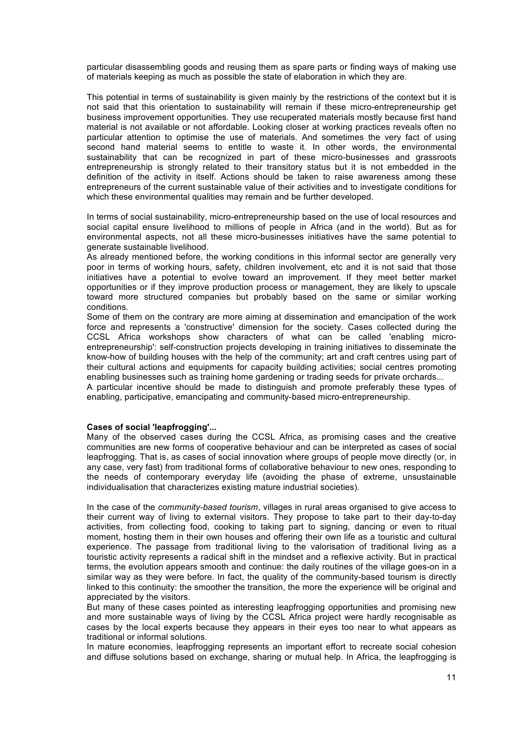particular disassembling goods and reusing them as spare parts or finding ways of making use of materials keeping as much as possible the state of elaboration in which they are.

This potential in terms of sustainability is given mainly by the restrictions of the context but it is not said that this orientation to sustainability will remain if these micro-entrepreneurship get business improvement opportunities. They use recuperated materials mostly because first hand material is not available or not affordable. Looking closer at working practices reveals often no particular attention to optimise the use of materials. And sometimes the very fact of using second hand material seems to entitle to waste it. In other words, the environmental sustainability that can be recognized in part of these micro-businesses and grassroots entrepreneurship is strongly related to their transitory status but it is not embedded in the definition of the activity in itself. Actions should be taken to raise awareness among these entrepreneurs of the current sustainable value of their activities and to investigate conditions for which these environmental qualities may remain and be further developed.

In terms of social sustainability, micro-entrepreneurship based on the use of local resources and social capital ensure livelihood to millions of people in Africa (and in the world). But as for environmental aspects, not all these micro-businesses initiatives have the same potential to generate sustainable livelihood.

As already mentioned before, the working conditions in this informal sector are generally very poor in terms of working hours, safety, children involvement, etc and it is not said that those initiatives have a potential to evolve toward an improvement. If they meet better market opportunities or if they improve production process or management, they are likely to upscale toward more structured companies but probably based on the same or similar working conditions.

Some of them on the contrary are more aiming at dissemination and emancipation of the work force and represents a 'constructive' dimension for the society. Cases collected during the CCSL Africa workshops show characters of what can be called 'enabling micro-entrepreneurship': self-construction projects developing in training initiatives to disseminate the know-how of building houses with the help of the community; art and craft centres using part of their cultural actions and equipments for capacity building activities; social centres promoting enabling businesses such as training home gardening or trading seeds for private orchards...

A particular incentive should be made to distinguish and promote preferably these types of enabling, participative, emancipating and community-based micro-entrepreneurship.

**Cases of social 'leapfrogging'...**

Many of the observed cases during the CCSL Africa, as promising cases and the creative communities are new forms of cooperative behaviour and can be interpreted as cases of social leapfrogging. That is, as cases of social innovation where groups of people move directly (or, in any case, very fast) from traditional forms of collaborative behaviour to new ones, responding to the needs of contemporary everyday life (avoiding the phase of extreme, unsustainable individualisation that characterizes existing mature industrial societies).

In the case of the *community-based tourism*, villages in rural areas organised to give access to their current way of living to external visitors. They propose to take part to their day-to-day activities, from collecting food, cooking to taking part to signing, dancing or even to ritual moment, hosting them in their own houses and offering their own life as a touristic and cultural experience. The passage from traditional living to the valorisation of traditional living as a touristic activity represents a radical shift in the mindset and a reflexive activity. But in practical terms, the evolution appears smooth and continue: the daily routines of the village goes-on in a similar way as they were before. In fact, the quality of the community-based tourism is directly linked to this continuity: the smoother the transition, the more the experience will be original and appreciated by the visitors.

But many of these cases pointed as interesting leapfrogging opportunities and promising new and more sustainable ways of living by the CCSL Africa project were hardly recognisable as cases by the local experts because they appears in their eyes too near to what appears as traditional or informal solutions.

In mature economies, leapfrogging represents an important effort to recreate social cohesion and diffuse solutions based on exchange, sharing or mutual help. In Africa, the leapfrogging is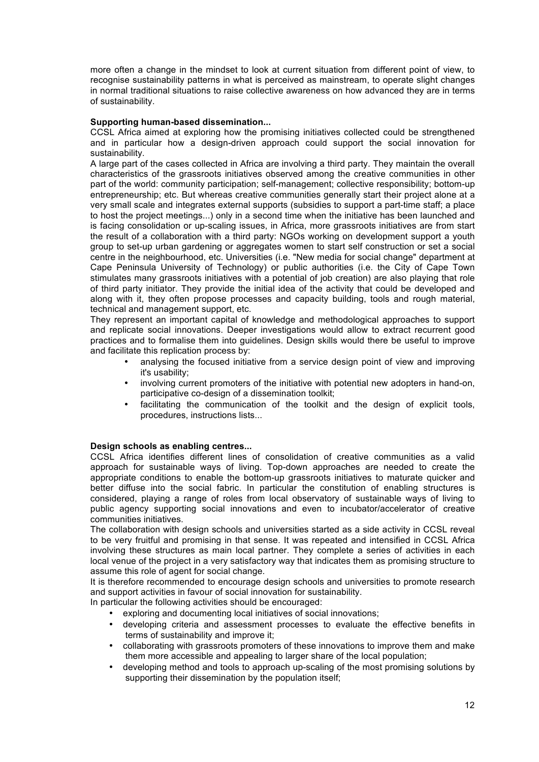more often a change in the mindset to look at current situation from different point of view, to recognise sustainability patterns in what is perceived as mainstream, to operate slight changes in normal traditional situations to raise collective awareness on how advanced they are in terms of sustainability.

**Supporting human-based dissemination...**

CCSL Africa aimed at exploring how the promising initiatives collected could be strengthened and in particular how a design-driven approach could support the social innovation for sustainability.

A large part of the cases collected in Africa are involving a third party. They maintain the overall characteristics of the grassroots initiatives observed among the creative communities in other part of the world: community participation; self-management; collective responsibility; bottom-up entrepreneurship; etc. But whereas creative communities generally start their project alone at a very small scale and integrates external supports (subsidies to support a part-time staff; a place to host the project meetings...) only in a second time when the initiative has been launched and is facing consolidation or up-scaling issues, in Africa, more grassroots initiatives are from start the result of a collaboration with a third party: NGOs working on development support a youth group to set-up urban gardening or aggregates women to start self construction or set a social centre in the neighbourhood, etc. Universities (i.e. "New media for social change" department at Cape Peninsula University of Technology) or public authorities (i.e. the City of Cape Town stimulates many grassroots initiatives with a potential of job creation) are also playing that role of third party initiator. They provide the initial idea of the activity that could be developed and along with it, they often propose processes and capacity building, tools and rough material, technical and management support, etc.

They represent an important capital of knowledge and methodological approaches to support and replicate social innovations. Deeper investigations would allow to extract recurrent good practices and to formalise them into guidelines. Design skills would there be useful to improve and facilitate this replication process by:

- analysing the focused initiative from a service design point of view and improving it's usability;
- involving current promoters of the initiative with potential new adopters in hand-on, participative co-design of a dissemination toolkit;
- facilitating the communication of the toolkit and the design of explicit tools, procedures, instructions lists...

**Design schools as enabling centres...**

CCSL Africa identifies different lines of consolidation of creative communities as a valid approach for sustainable ways of living. Top-down approaches are needed to create the appropriate conditions to enable the bottom-up grassroots initiatives to maturate quicker and better diffuse into the social fabric. In particular the constitution of enabling structures is considered, playing a range of roles from local observatory of sustainable ways of living to public agency supporting social innovations and even to incubator/accelerator of creative communities initiatives.

The collaboration with design schools and universities started as a side activity in CCSL reveal to be very fruitful and promising in that sense. It was repeated and intensified in CCSL Africa involving these structures as main local partner. They complete a series of activities in each local venue of the project in a very satisfactory way that indicates them as promising structure to assume this role of agent for social change.

It is therefore recommended to encourage design schools and universities to promote research and support activities in favour of social innovation for sustainability.

In particular the following activities should be encouraged:

- exploring and documenting local initiatives of social innovations;
- developing criteria and assessment processes to evaluate the effective benefits in terms of sustainability and improve it;
- collaborating with grassroots promoters of these innovations to improve them and make them more accessible and appealing to larger share of the local population;
- developing method and tools to approach up-scaling of the most promising solutions by supporting their dissemination by the population itself;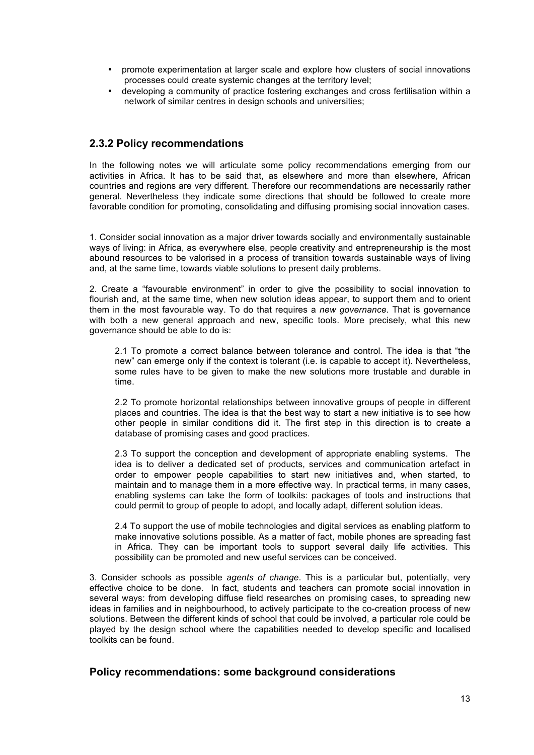- promote experimentation at larger scale and explore how clusters of social innovations processes could create systemic changes at the territory level;
- developing a community of practice fostering exchanges and cross fertilisation within a network of similar centres in design schools and universities;

### 2.3.2 Policy recommendations

In the following notes we will articulate some policy recommendations emerging from our activities in Africa. It has to be said that, as elsewhere and more than elsewhere, African countries and regions are very different. Therefore our recommendations are necessarily rather general. Nevertheless they indicate some directions that should be followed to create more favorable condition for promoting, consolidating and diffusing promising social innovation cases.

1. Consider social innovation as a major driver towards socially and environmentally sustainable ways of living: in Africa, as everywhere else, people creativity and entrepreneurship is the most abound resources to be valorised in a process of transition towards sustainable ways of living and, at the same time, towards viable solutions to present daily problems.

2. Create a "favourable environment" in order to give the possibility to social innovation to flourish and, at the same time, when new solution ideas appear, to support them and to orient them in the most favourable way. To do that requires a *new governance*. That is governance with both a new general approach and new, specific tools. More precisely, what this new governance should be able to do is:

   2.1 To promote a correct balance between tolerance and control. The idea is that "the new" can emerge only if the context is tolerant (i.e. is capable to accept it). Nevertheless, some rules have to be given to make the new solutions more trustable and durable in time.

   2.2 To promote horizontal relationships between innovative groups of people in different places and countries. The idea is that the best way to start a new initiative is to see how other people in similar conditions did it. The first step in this direction is to create a database of promising cases and good practices.

   2.3 To support the conception and development of appropriate enabling systems. The idea is to deliver a dedicated set of products, services and communication artefact in order to empower people capabilities to start new initiatives and, when started, to maintain and to manage them in a more effective way. In practical terms, in many cases, enabling systems can take the form of toolkits: packages of tools and instructions that could permit to group of people to adopt, and locally adapt, different solution ideas.

   2.4 To support the use of mobile technologies and digital services as enabling platform to make innovative solutions possible. As a matter of fact, mobile phones are spreading fast in Africa. They can be important tools to support several daily life activities. This possibility can be promoted and new useful services can be conceived.

3. Consider schools as possible *agents of change*. This is a particular but, potentially, very effective choice to be done. In fact, students and teachers can promote social innovation in several ways: from developing diffuse field researches on promising cases, to spreading new ideas in families and in neighbourhood, to actively participate to the co-creation process of new solutions. Between the different kinds of school that could be involved, a particular role could be played by the design school where the capabilities needed to develop specific and localised toolkits can be found.

### Policy recommendations: some background considerations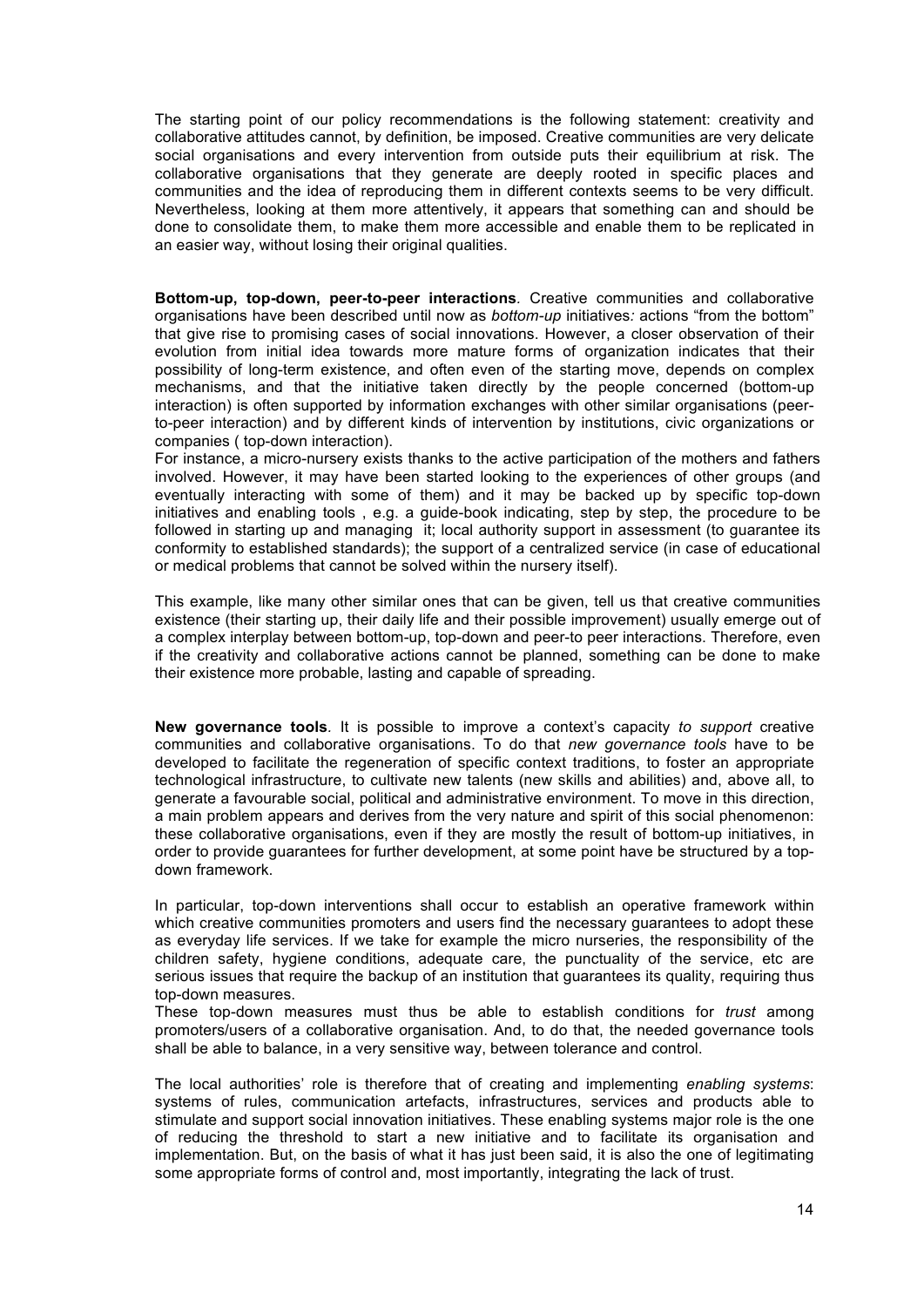The starting point of our policy recommendations is the following statement: creativity and collaborative attitudes cannot, by definition, be imposed. Creative communities are very delicate social organisations and every intervention from outside puts their equilibrium at risk. The collaborative organisations that they generate are deeply rooted in specific places and communities and the idea of reproducing them in different contexts seems to be very difficult. Nevertheless, looking at them more attentively, it appears that something can and should be done to consolidate them, to make them more accessible and enable them to be replicated in an easier way, without losing their original qualities.

**Bottom-up, top-down, peer-to-peer interactions**. Creative communities and collaborative organisations have been described until now as *bottom-up* initiatives*:* actions "from the bottom" that give rise to promising cases of social innovations. However, a closer observation of their evolution from initial idea towards more mature forms of organization indicates that their possibility of long-term existence, and often even of the starting move, depends on complex mechanisms, and that the initiative taken directly by the people concerned (bottom-up interaction) is often supported by information exchanges with other similar organisations (peer-to-peer interaction) and by different kinds of intervention by institutions, civic organizations or companies ( top-down interaction).

For instance, a micro-nursery exists thanks to the active participation of the mothers and fathers involved. However, it may have been started looking to the experiences of other groups (and eventually interacting with some of them) and it may be backed up by specific top-down initiatives and enabling tools , e.g. a guide-book indicating, step by step, the procedure to be followed in starting up and managing it; local authority support in assessment (to guarantee its conformity to established standards); the support of a centralized service (in case of educational or medical problems that cannot be solved within the nursery itself).

This example, like many other similar ones that can be given, tell us that creative communities existence (their starting up, their daily life and their possible improvement) usually emerge out of a complex interplay between bottom-up, top-down and peer-to peer interactions. Therefore, even if the creativity and collaborative actions cannot be planned, something can be done to make their existence more probable, lasting and capable of spreading.

**New governance tools**. It is possible to improve a context's capacity *to support* creative communities and collaborative organisations. To do that *new governance tools* have to be developed to facilitate the regeneration of specific context traditions, to foster an appropriate technological infrastructure, to cultivate new talents (new skills and abilities) and, above all, to generate a favourable social, political and administrative environment. To move in this direction, a main problem appears and derives from the very nature and spirit of this social phenomenon: these collaborative organisations, even if they are mostly the result of bottom-up initiatives, in order to provide guarantees for further development, at some point have be structured by a top-down framework.

In particular, top-down interventions shall occur to establish an operative framework within which creative communities promoters and users find the necessary guarantees to adopt these as everyday life services. If we take for example the micro nurseries, the responsibility of the children safety, hygiene conditions, adequate care, the punctuality of the service, etc are serious issues that require the backup of an institution that guarantees its quality, requiring thus top-down measures.

These top-down measures must thus be able to establish conditions for *trust* among promoters/users of a collaborative organisation. And, to do that, the needed governance tools shall be able to balance, in a very sensitive way, between tolerance and control.

The local authorities' role is therefore that of creating and implementing *enabling systems*: systems of rules, communication artefacts, infrastructures, services and products able to stimulate and support social innovation initiatives. These enabling systems major role is the one of reducing the threshold to start a new initiative and to facilitate its organisation and implementation. But, on the basis of what it has just been said, it is also the one of legitimating some appropriate forms of control and, most importantly, integrating the lack of trust.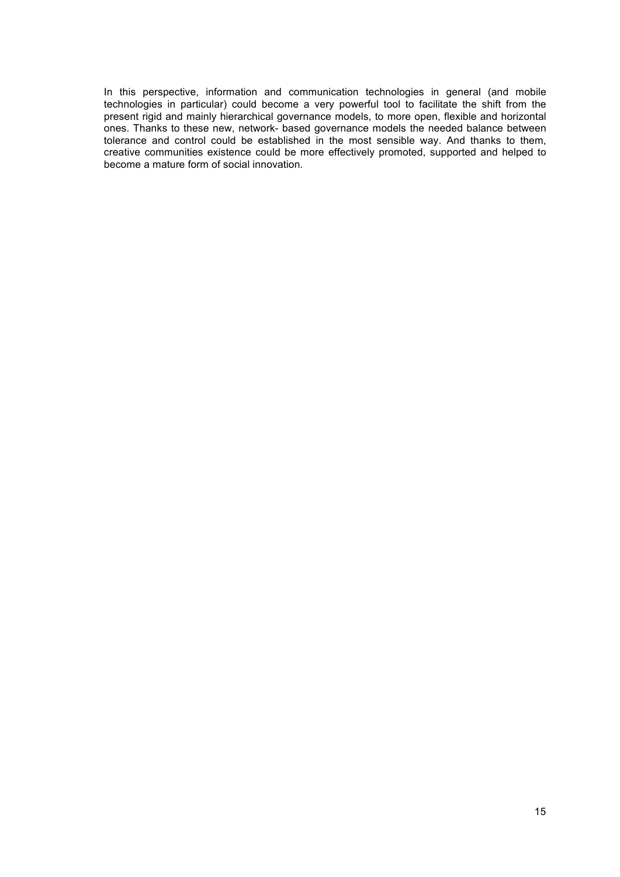In this perspective, information and communication technologies in general (and mobile technologies in particular) could become a very powerful tool to facilitate the shift from the present rigid and mainly hierarchical governance models, to more open, flexible and horizontal ones. Thanks to these new, network- based governance models the needed balance between tolerance and control could be established in the most sensible way. And thanks to them, creative communities existence could be more effectively promoted, supported and helped to become a mature form of social innovation.